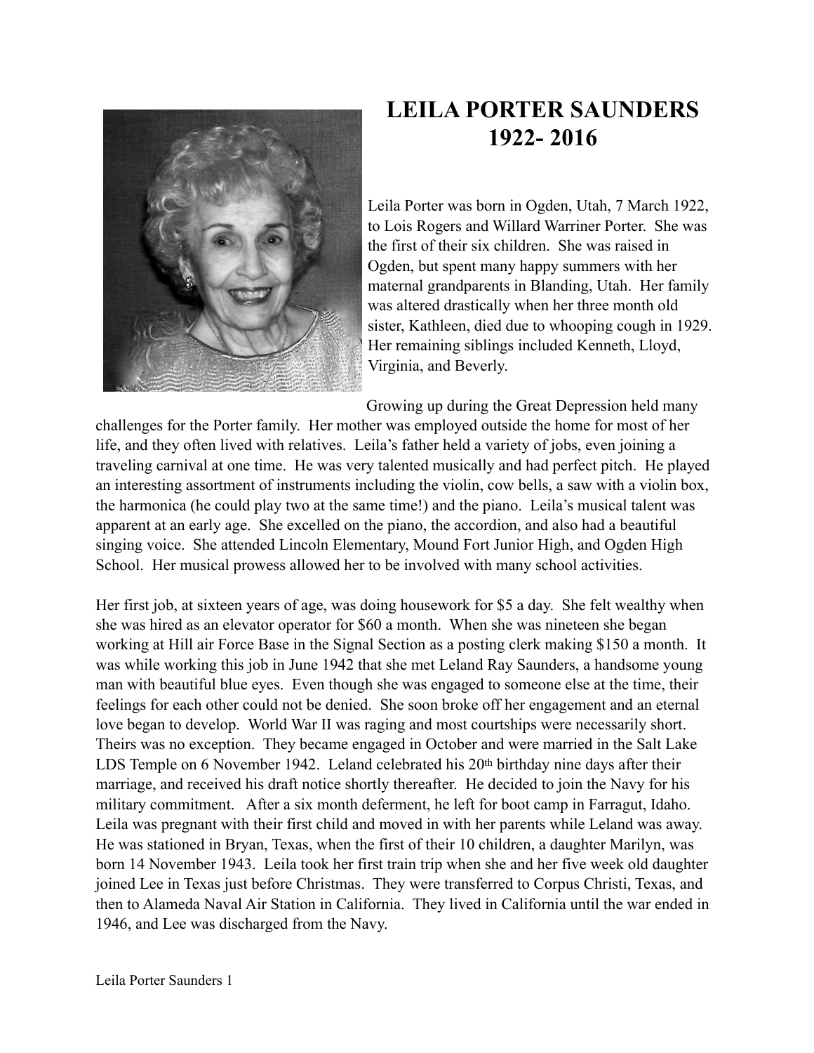# LEILA PORTER SAUNDERS
# 1922- 2016

Leila Porter was born in Ogden, Utah, 7 March 1922, to Lois Rogers and Willard Warriner Porter. She was the first of their six children. She was raised in Ogden, but spent many happy summers with her maternal grandparents in Blanding, Utah. Her family was altered drastically when her three month old sister, Kathleen, died due to whooping cough in 1929. Her remaining siblings included Kenneth, Lloyd, Virginia, and Beverly.

Growing up during the Great Depression held many challenges for the Porter family. Her mother was employed outside the home for most of her life, and they often lived with relatives. Leila's father held a variety of jobs, even joining a traveling carnival at one time. He was very talented musically and had perfect pitch. He played an interesting assortment of instruments including the violin, cow bells, a saw with a violin box, the harmonica (he could play two at the same time!) and the piano. Leila's musical talent was apparent at an early age. She excelled on the piano, the accordion, and also had a beautiful singing voice. She attended Lincoln Elementary, Mound Fort Junior High, and Ogden High School. Her musical prowess allowed her to be involved with many school activities.

Her first job, at sixteen years of age, was doing housework for $5 a day. She felt wealthy when she was hired as an elevator operator for $60 a month. When she was nineteen she began working at Hill air Force Base in the Signal Section as a posting clerk making $150 a month. It was while working this job in June 1942 that she met Leland Ray Saunders, a handsome young man with beautiful blue eyes. Even though she was engaged to someone else at the time, their feelings for each other could not be denied. She soon broke off her engagement and an eternal love began to develop. World War II was raging and most courtships were necessarily short. Theirs was no exception. They became engaged in October and were married in the Salt Lake LDS Temple on 6 November 1942. Leland celebrated his 20th birthday nine days after their marriage, and received his draft notice shortly thereafter. He decided to join the Navy for his military commitment. After a six month deferment, he left for boot camp in Farragut, Idaho. Leila was pregnant with their first child and moved in with her parents while Leland was away. He was stationed in Bryan, Texas, when the first of their 10 children, a daughter Marilyn, was born 14 November 1943. Leila took her first train trip when she and her five week old daughter joined Lee in Texas just before Christmas. They were transferred to Corpus Christi, Texas, and then to Alameda Naval Air Station in California. They lived in California until the war ended in 1946, and Lee was discharged from the Navy.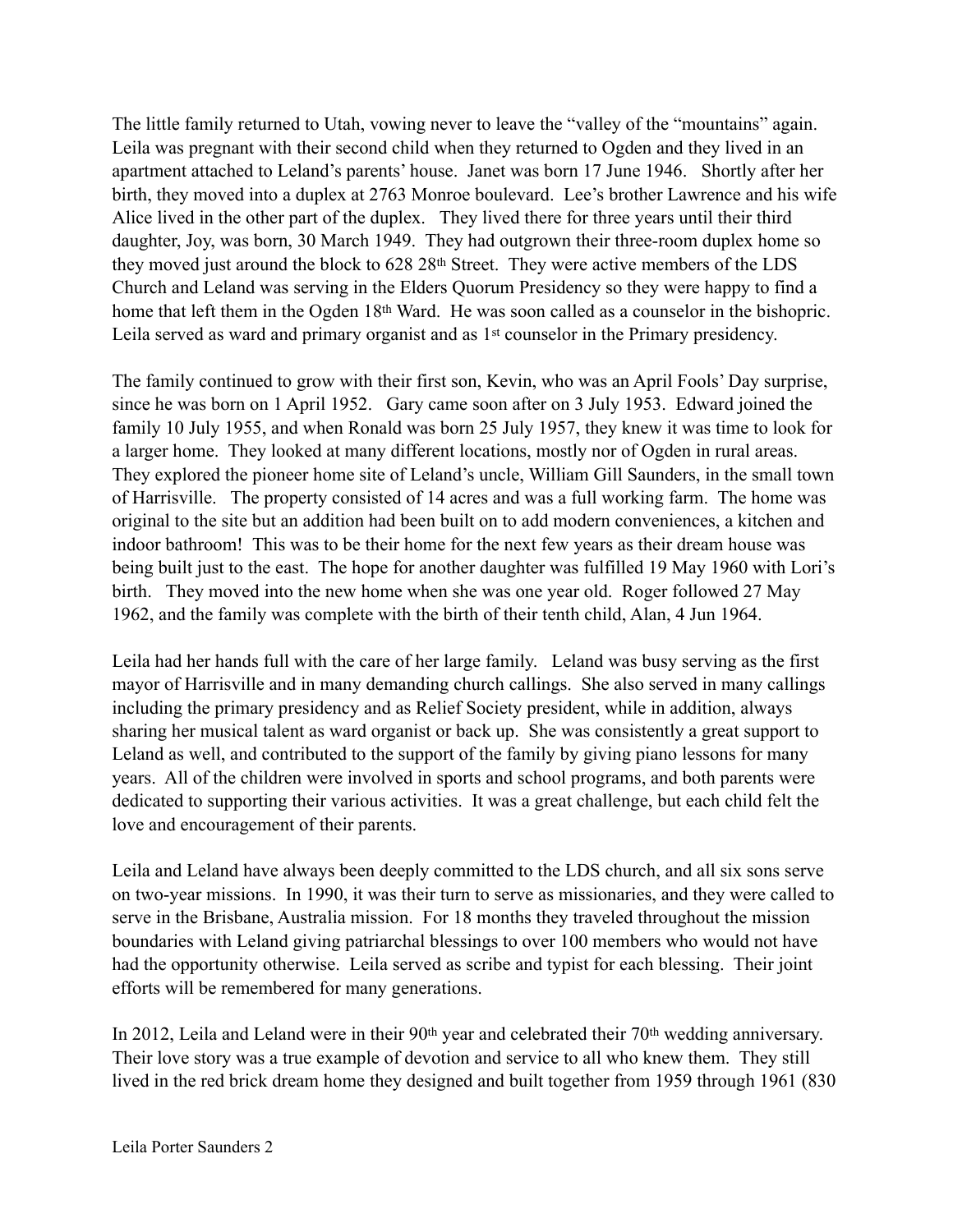The little family returned to Utah, vowing never to leave the "valley of the "mountains" again. Leila was pregnant with their second child when they returned to Ogden and they lived in an apartment attached to Leland's parents' house. Janet was born 17 June 1946. Shortly after her birth, they moved into a duplex at 2763 Monroe boulevard. Lee's brother Lawrence and his wife Alice lived in the other part of the duplex. They lived there for three years until their third daughter, Joy, was born, 30 March 1949. They had outgrown their three-room duplex home so they moved just around the block to 628 28th Street. They were active members of the LDS Church and Leland was serving in the Elders Quorum Presidency so they were happy to find a home that left them in the Ogden 18th Ward. He was soon called as a counselor in the bishopric. Leila served as ward and primary organist and as 1st counselor in the Primary presidency.

The family continued to grow with their first son, Kevin, who was an April Fools' Day surprise, since he was born on 1 April 1952. Gary came soon after on 3 July 1953. Edward joined the family 10 July 1955, and when Ronald was born 25 July 1957, they knew it was time to look for a larger home. They looked at many different locations, mostly nor of Ogden in rural areas. They explored the pioneer home site of Leland's uncle, William Gill Saunders, in the small town of Harrisville. The property consisted of 14 acres and was a full working farm. The home was original to the site but an addition had been built on to add modern conveniences, a kitchen and indoor bathroom! This was to be their home for the next few years as their dream house was being built just to the east. The hope for another daughter was fulfilled 19 May 1960 with Lori's birth. They moved into the new home when she was one year old. Roger followed 27 May 1962, and the family was complete with the birth of their tenth child, Alan, 4 Jun 1964.

Leila had her hands full with the care of her large family. Leland was busy serving as the first mayor of Harrisville and in many demanding church callings. She also served in many callings including the primary presidency and as Relief Society president, while in addition, always sharing her musical talent as ward organist or back up. She was consistently a great support to Leland as well, and contributed to the support of the family by giving piano lessons for many years. All of the children were involved in sports and school programs, and both parents were dedicated to supporting their various activities. It was a great challenge, but each child felt the love and encouragement of their parents.

Leila and Leland have always been deeply committed to the LDS church, and all six sons serve on two-year missions. In 1990, it was their turn to serve as missionaries, and they were called to serve in the Brisbane, Australia mission. For 18 months they traveled throughout the mission boundaries with Leland giving patriarchal blessings to over 100 members who would not have had the opportunity otherwise. Leila served as scribe and typist for each blessing. Their joint efforts will be remembered for many generations.

In 2012, Leila and Leland were in their 90th year and celebrated their 70th wedding anniversary. Their love story was a true example of devotion and service to all who knew them. They still lived in the red brick dream home they designed and built together from 1959 through 1961 (830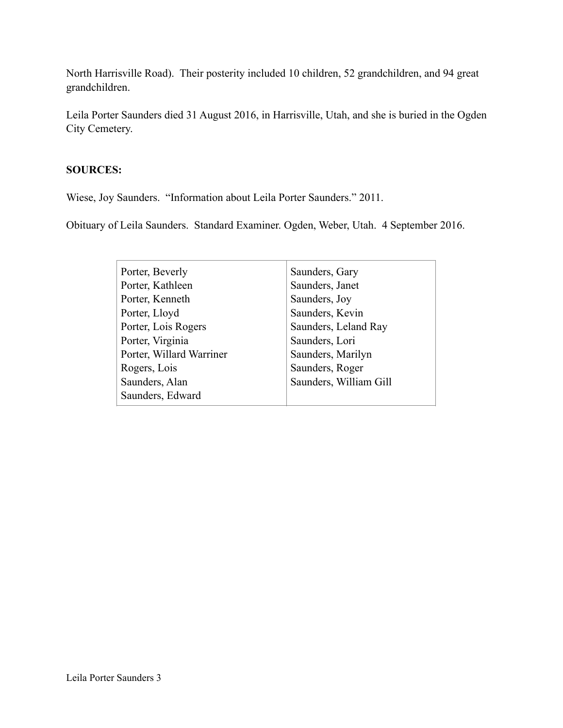North Harrisville Road). Their posterity included 10 children, 52 grandchildren, and 94 great grandchildren.

Leila Porter Saunders died 31 August 2016, in Harrisville, Utah, and she is buried in the Ogden City Cemetery.

**SOURCES:**

Wiese, Joy Saunders. "Information about Leila Porter Saunders." 2011.

Obituary of Leila Saunders. Standard Examiner. Ogden, Weber, Utah. 4 September 2016.

| | |
|---|---|
| Porter, Beverly | Saunders, Gary |
| Porter, Kathleen | Saunders, Janet |
| Porter, Kenneth | Saunders, Joy |
| Porter, Lloyd | Saunders, Kevin |
| Porter, Lois Rogers | Saunders, Leland Ray |
| Porter, Virginia | Saunders, Lori |
| Porter, Willard Warriner | Saunders, Marilyn |
| Rogers, Lois | Saunders, Roger |
| Saunders, Alan | Saunders, William Gill |
| Saunders, Edward | |